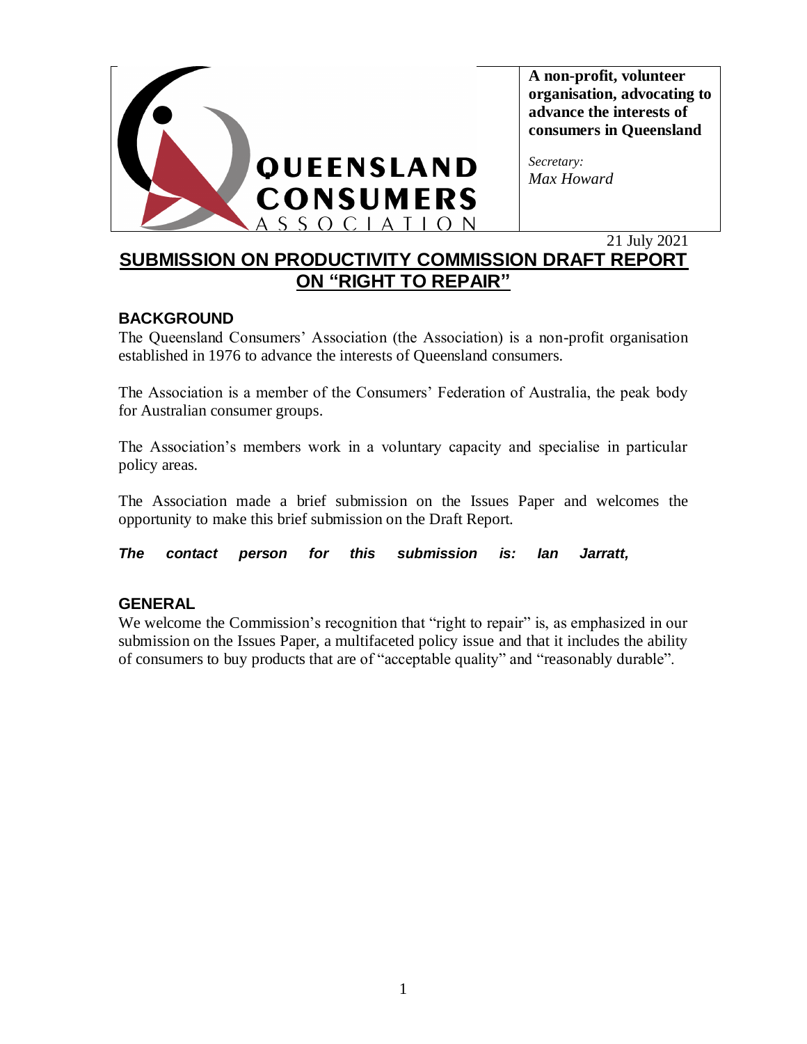**QUEENSLAND CONSUMERS ASSOCIATION**

**A non-profit, volunteer organisation, advocating to advance the interests of consumers in Queensland**

*Secretary:*
*Max Howard*

21 July 2021

# SUBMISSION ON PRODUCTIVITY COMMISSION DRAFT REPORT ON "RIGHT TO REPAIR"

## BACKGROUND

The Queensland Consumers' Association (the Association) is a non-profit organisation established in 1976 to advance the interests of Queensland consumers.

The Association is a member of the Consumers' Federation of Australia, the peak body for Australian consumer groups.

The Association's members work in a voluntary capacity and specialise in particular policy areas.

The Association made a brief submission on the Issues Paper and welcomes the opportunity to make this brief submission on the Draft Report.

***The contact person for this submission is: Ian Jarratt,***

## GENERAL

We welcome the Commission's recognition that "right to repair" is, as emphasized in our submission on the Issues Paper, a multifaceted policy issue and that it includes the ability of consumers to buy products that are of "acceptable quality" and "reasonably durable".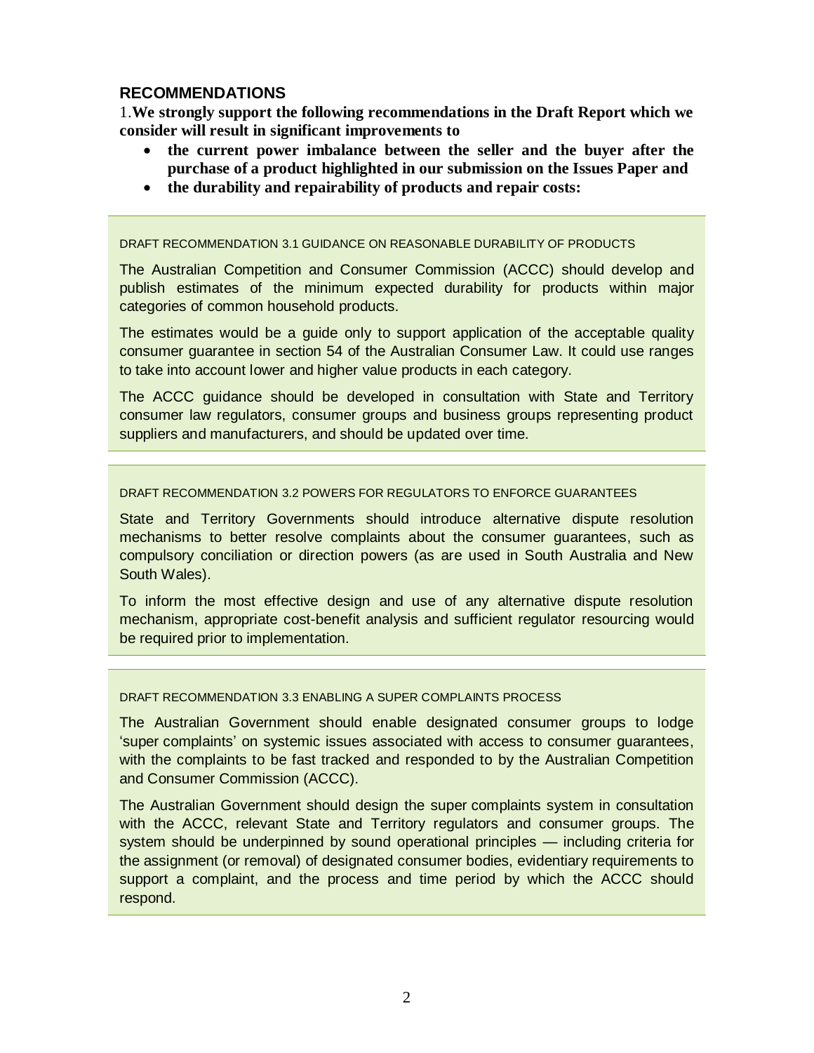## RECOMMENDATIONS

1.**We strongly support the following recommendations in the Draft Report which we consider will result in significant improvements to**

- **the current power imbalance between the seller and the buyer after the purchase of a product highlighted in our submission on the Issues Paper and**
- **the durability and repairability of products and repair costs:**

DRAFT RECOMMENDATION 3.1 GUIDANCE ON REASONABLE DURABILITY OF PRODUCTS

The Australian Competition and Consumer Commission (ACCC) should develop and publish estimates of the minimum expected durability for products within major categories of common household products.

The estimates would be a guide only to support application of the acceptable quality consumer guarantee in section 54 of the Australian Consumer Law. It could use ranges to take into account lower and higher value products in each category.

The ACCC guidance should be developed in consultation with State and Territory consumer law regulators, consumer groups and business groups representing product suppliers and manufacturers, and should be updated over time.

DRAFT RECOMMENDATION 3.2 POWERS FOR REGULATORS TO ENFORCE GUARANTEES

State and Territory Governments should introduce alternative dispute resolution mechanisms to better resolve complaints about the consumer guarantees, such as compulsory conciliation or direction powers (as are used in South Australia and New South Wales).

To inform the most effective design and use of any alternative dispute resolution mechanism, appropriate cost-benefit analysis and sufficient regulator resourcing would be required prior to implementation.

DRAFT RECOMMENDATION 3.3 ENABLING A SUPER COMPLAINTS PROCESS

The Australian Government should enable designated consumer groups to lodge 'super complaints' on systemic issues associated with access to consumer guarantees, with the complaints to be fast tracked and responded to by the Australian Competition and Consumer Commission (ACCC).

The Australian Government should design the super complaints system in consultation with the ACCC, relevant State and Territory regulators and consumer groups. The system should be underpinned by sound operational principles — including criteria for the assignment (or removal) of designated consumer bodies, evidentiary requirements to support a complaint, and the process and time period by which the ACCC should respond.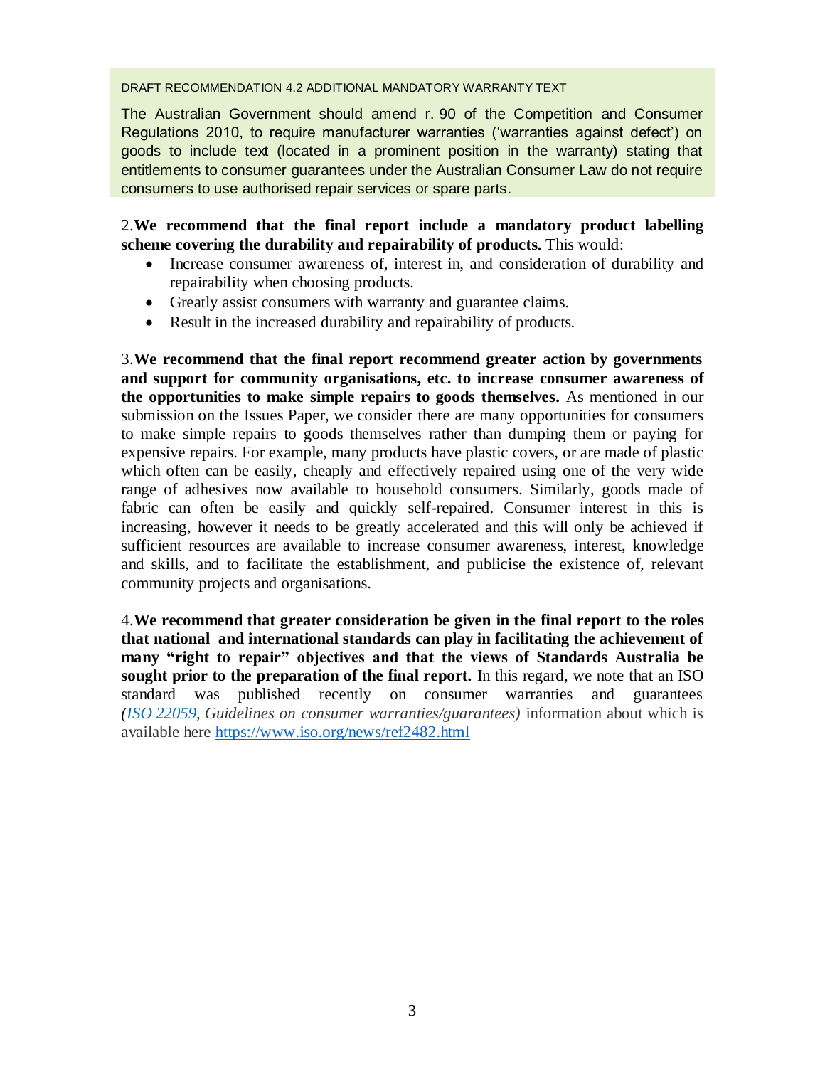DRAFT RECOMMENDATION 4.2 ADDITIONAL MANDATORY WARRANTY TEXT

The Australian Government should amend r. 90 of the Competition and Consumer Regulations 2010, to require manufacturer warranties ('warranties against defect') on goods to include text (located in a prominent position in the warranty) stating that entitlements to consumer guarantees under the Australian Consumer Law do not require consumers to use authorised repair services or spare parts.

2. **We recommend that the final report include a mandatory product labelling scheme covering the durability and repairability of products.** This would:

- Increase consumer awareness of, interest in, and consideration of durability and repairability when choosing products.
- Greatly assist consumers with warranty and guarantee claims.
- Result in the increased durability and repairability of products.

3. **We recommend that the final report recommend greater action by governments and support for community organisations, etc. to increase consumer awareness of the opportunities to make simple repairs to goods themselves.** As mentioned in our submission on the Issues Paper, we consider there are many opportunities for consumers to make simple repairs to goods themselves rather than dumping them or paying for expensive repairs. For example, many products have plastic covers, or are made of plastic which often can be easily, cheaply and effectively repaired using one of the very wide range of adhesives now available to household consumers. Similarly, goods made of fabric can often be easily and quickly self-repaired. Consumer interest in this is increasing, however it needs to be greatly accelerated and this will only be achieved if sufficient resources are available to increase consumer awareness, interest, knowledge and skills, and to facilitate the establishment, and publicise the existence of, relevant community projects and organisations.

4. **We recommend that greater consideration be given in the final report to the roles that national and international standards can play in facilitating the achievement of many "right to repair" objectives and that the views of Standards Australia be sought prior to the preparation of the final report.** In this regard, we note that an ISO standard was published recently on consumer warranties and guarantees *([ISO 22059](https://www.iso.org/news/ref2482.html), Guidelines on consumer warranties/guarantees)* information about which is available here https://www.iso.org/news/ref2482.html